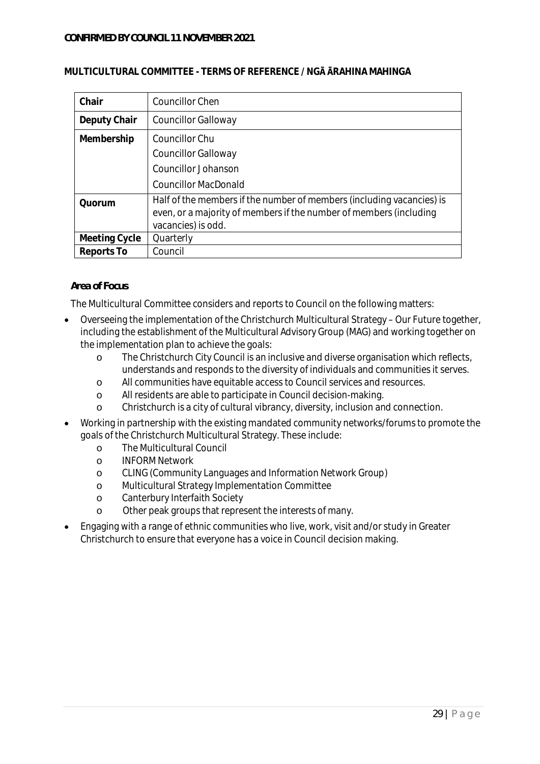**CONFIRMED BY COUNCIL 11 NOVEMBER 2021**

**MULTICULTURAL COMMITTEE - TERMS OF REFERENCE / NGĀ ĀRAHINA MAHINGA**

| **Chair** | Councillor Chen |
|---|---|
| **Deputy Chair** | Councillor Galloway |
| **Membership** | Councillor Chu<br>Councillor Galloway<br>Councillor Johanson<br>Councillor MacDonald |
| **Quorum** | Half of the members if the number of members (including vacancies) is even, or a majority of members if the number of members (including vacancies) is odd. |
| **Meeting Cycle** | Quarterly |
| **Reports To** | Council |

***Area of Focus***

The Multicultural Committee considers and reports to Council on the following matters:

- Overseeing the implementation of the Christchurch Multicultural Strategy – Our Future together, including the establishment of the Multicultural Advisory Group (MAG) and working together on the implementation plan to achieve the goals:
  - The Christchurch City Council is an inclusive and diverse organisation which reflects, understands and responds to the diversity of individuals and communities it serves.
  - All communities have equitable access to Council services and resources.
  - All residents are able to participate in Council decision-making.
  - Christchurch is a city of cultural vibrancy, diversity, inclusion and connection.
- Working in partnership with the existing mandated community networks/forums to promote the goals of the Christchurch Multicultural Strategy. These include:
  - The Multicultural Council
  - INFORM Network
  - CLING (Community Languages and Information Network Group)
  - Multicultural Strategy Implementation Committee
  - Canterbury Interfaith Society
  - Other peak groups that represent the interests of many.
- Engaging with a range of ethnic communities who live, work, visit and/or study in Greater Christchurch to ensure that everyone has a voice in Council decision making.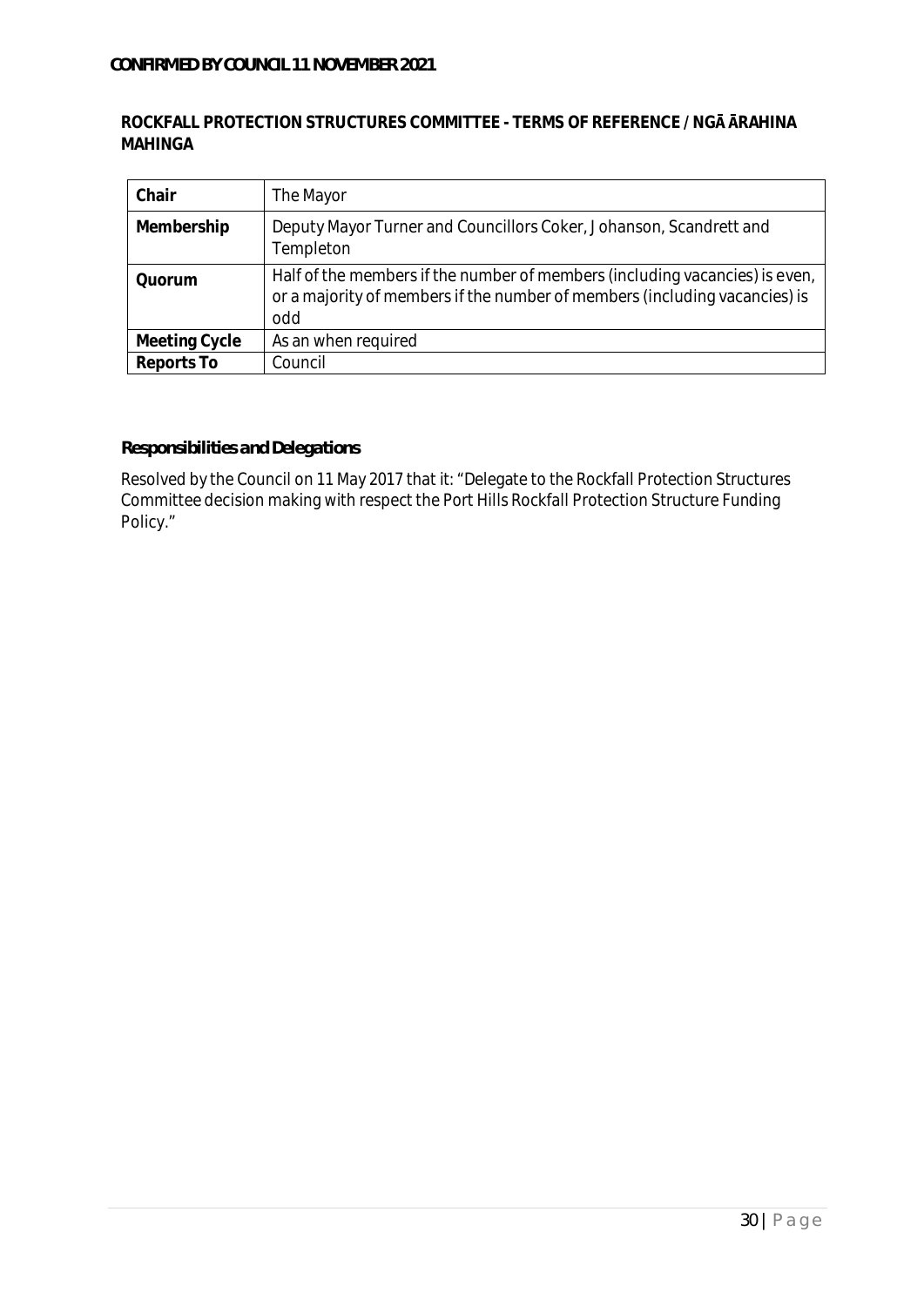**CONFIRMED BY COUNCIL 11 NOVEMBER 2021**

## ROCKFALL PROTECTION STRUCTURES COMMITTEE - TERMS OF REFERENCE / NGĀ ĀRAHINA MAHINGA

| | |
|---|---|
| **Chair** | The Mayor |
| **Membership** | Deputy Mayor Turner and Councillors Coker, Johanson, Scandrett and Templeton |
| **Quorum** | Half of the members if the number of members (including vacancies) is even, or a majority of members if the number of members (including vacancies) is odd |
| **Meeting Cycle** | As an when required |
| **Reports To** | Council |

### Responsibilities and Delegations

Resolved by the Council on 11 May 2017 that it: "Delegate to the Rockfall Protection Structures Committee decision making with respect the Port Hills Rockfall Protection Structure Funding Policy."